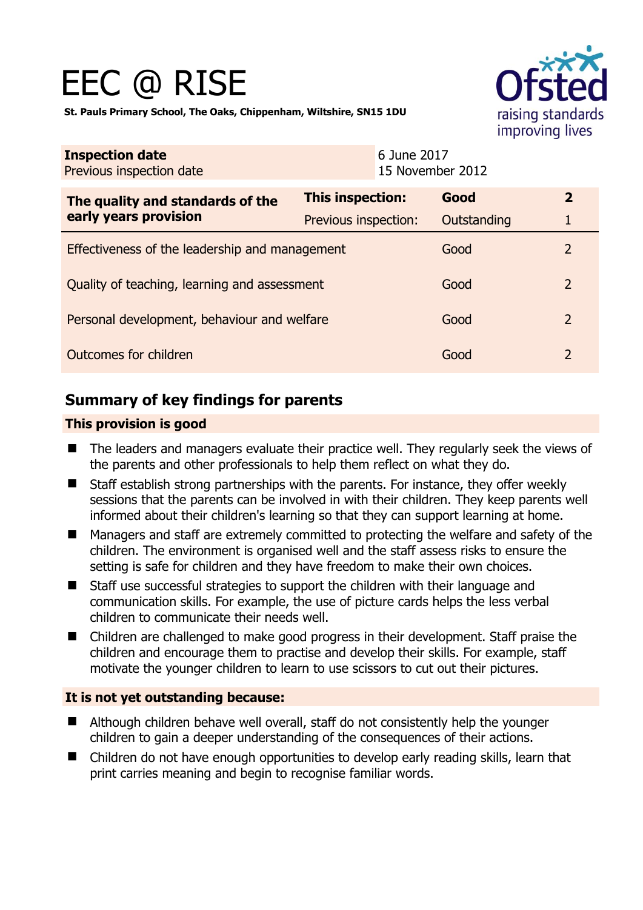# EEC @ RISE

**St. Pauls Primary School, The Oaks, Chippenham, Wiltshire, SN15 1DU**

| | |
|---|---|
| **Inspection date** | 6 June 2017 |
| Previous inspection date | 15 November 2012 |

| | | | |
|---|---|---|---|
| **The quality and standards of the early years provision** | **This inspection:** | **Good** | **2** |
| | Previous inspection: | Outstanding | 1 |
| Effectiveness of the leadership and management | | Good | 2 |
| Quality of teaching, learning and assessment | | Good | 2 |
| Personal development, behaviour and welfare | | Good | 2 |
| Outcomes for children | | Good | 2 |

## Summary of key findings for parents

### This provision is good

- The leaders and managers evaluate their practice well. They regularly seek the views of the parents and other professionals to help them reflect on what they do.
- Staff establish strong partnerships with the parents. For instance, they offer weekly sessions that the parents can be involved in with their children. They keep parents well informed about their children's learning so that they can support learning at home.
- Managers and staff are extremely committed to protecting the welfare and safety of the children. The environment is organised well and the staff assess risks to ensure the setting is safe for children and they have freedom to make their own choices.
- Staff use successful strategies to support the children with their language and communication skills. For example, the use of picture cards helps the less verbal children to communicate their needs well.
- Children are challenged to make good progress in their development. Staff praise the children and encourage them to practise and develop their skills. For example, staff motivate the younger children to learn to use scissors to cut out their pictures.

### It is not yet outstanding because:

- Although children behave well overall, staff do not consistently help the younger children to gain a deeper understanding of the consequences of their actions.
- Children do not have enough opportunities to develop early reading skills, learn that print carries meaning and begin to recognise familiar words.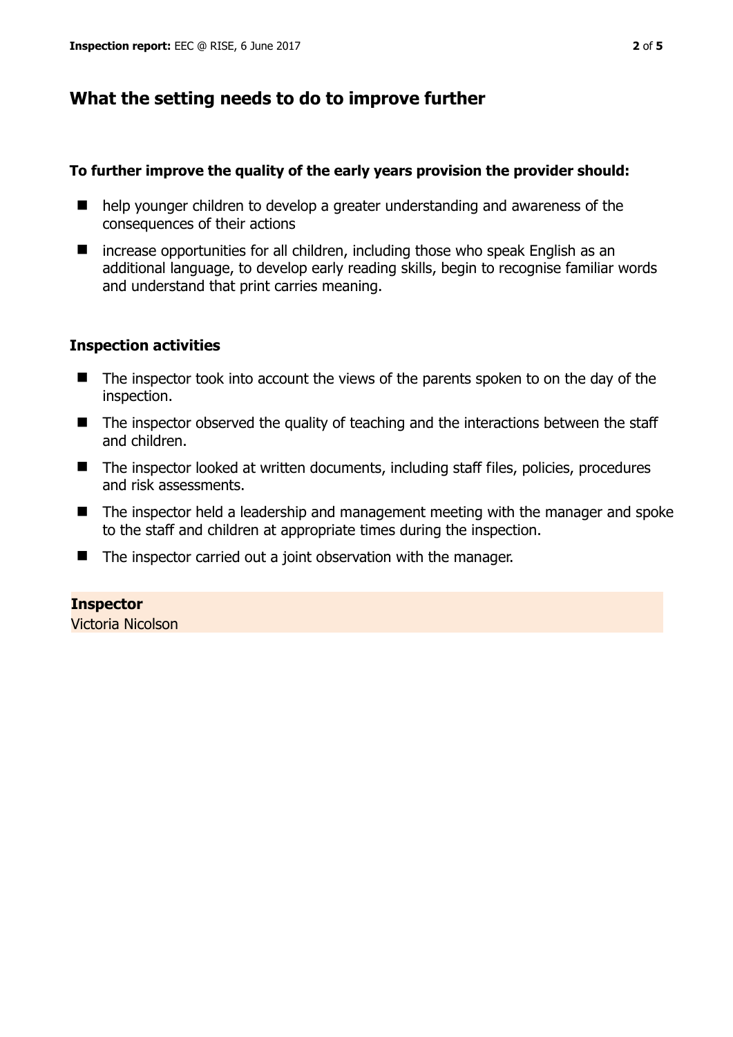## What the setting needs to do to improve further

**To further improve the quality of the early years provision the provider should:**

- help younger children to develop a greater understanding and awareness of the consequences of their actions
- increase opportunities for all children, including those who speak English as an additional language, to develop early reading skills, begin to recognise familiar words and understand that print carries meaning.

### Inspection activities

- The inspector took into account the views of the parents spoken to on the day of the inspection.
- The inspector observed the quality of teaching and the interactions between the staff and children.
- The inspector looked at written documents, including staff files, policies, procedures and risk assessments.
- The inspector held a leadership and management meeting with the manager and spoke to the staff and children at appropriate times during the inspection.
- The inspector carried out a joint observation with the manager.

**Inspector**
Victoria Nicolson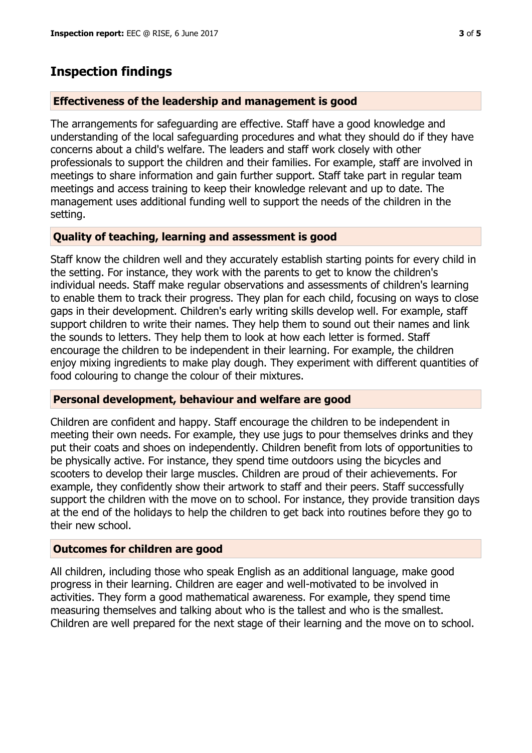## Inspection findings

### Effectiveness of the leadership and management is good

The arrangements for safeguarding are effective. Staff have a good knowledge and understanding of the local safeguarding procedures and what they should do if they have concerns about a child's welfare. The leaders and staff work closely with other professionals to support the children and their families. For example, staff are involved in meetings to share information and gain further support. Staff take part in regular team meetings and access training to keep their knowledge relevant and up to date. The management uses additional funding well to support the needs of the children in the setting.

### Quality of teaching, learning and assessment is good

Staff know the children well and they accurately establish starting points for every child in the setting. For instance, they work with the parents to get to know the children's individual needs. Staff make regular observations and assessments of children's learning to enable them to track their progress. They plan for each child, focusing on ways to close gaps in their development. Children's early writing skills develop well. For example, staff support children to write their names. They help them to sound out their names and link the sounds to letters. They help them to look at how each letter is formed. Staff encourage the children to be independent in their learning. For example, the children enjoy mixing ingredients to make play dough. They experiment with different quantities of food colouring to change the colour of their mixtures.

### Personal development, behaviour and welfare are good

Children are confident and happy. Staff encourage the children to be independent in meeting their own needs. For example, they use jugs to pour themselves drinks and they put their coats and shoes on independently. Children benefit from lots of opportunities to be physically active. For instance, they spend time outdoors using the bicycles and scooters to develop their large muscles. Children are proud of their achievements. For example, they confidently show their artwork to staff and their peers. Staff successfully support the children with the move on to school. For instance, they provide transition days at the end of the holidays to help the children to get back into routines before they go to their new school.

### Outcomes for children are good

All children, including those who speak English as an additional language, make good progress in their learning. Children are eager and well-motivated to be involved in activities. They form a good mathematical awareness. For example, they spend time measuring themselves and talking about who is the tallest and who is the smallest. Children are well prepared for the next stage of their learning and the move on to school.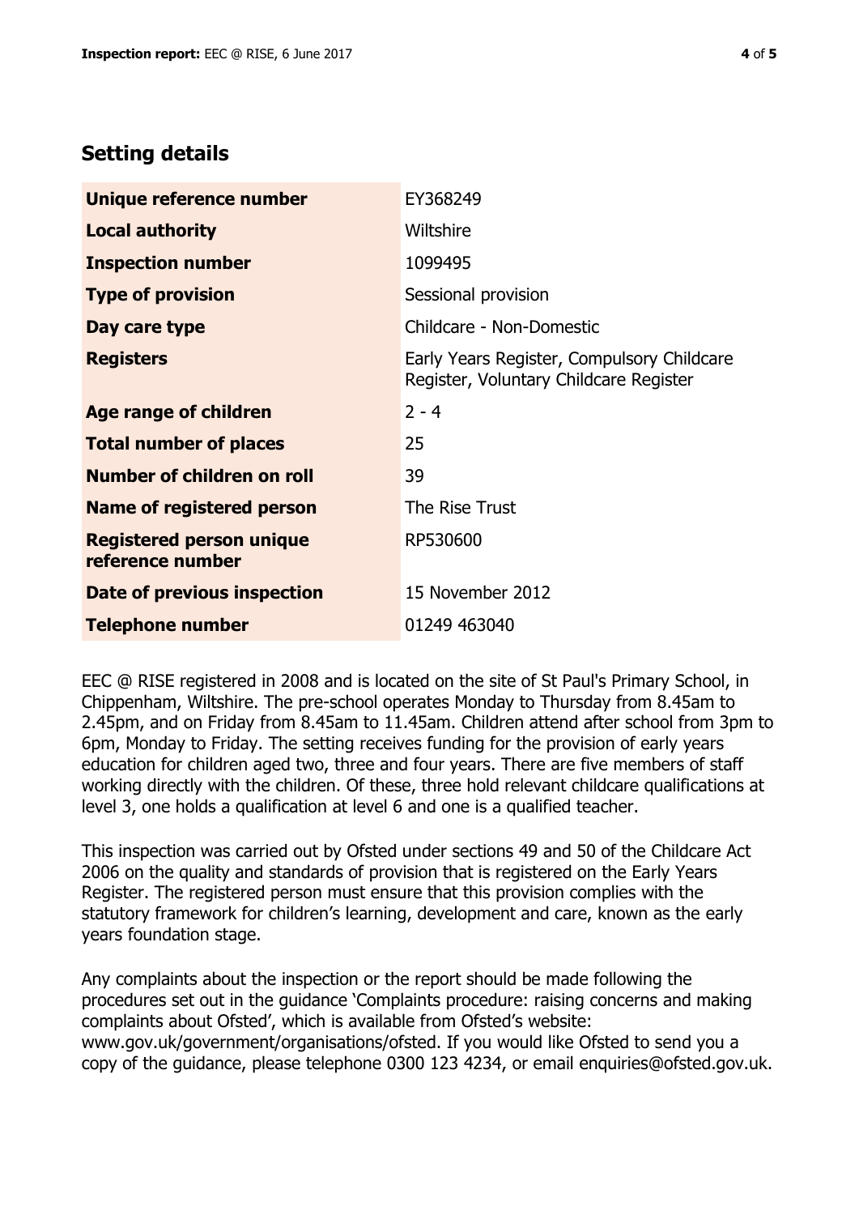## Setting details

| | |
|---|---|
| **Unique reference number** | EY368249 |
| **Local authority** | Wiltshire |
| **Inspection number** | 1099495 |
| **Type of provision** | Sessional provision |
| **Day care type** | Childcare - Non-Domestic |
| **Registers** | Early Years Register, Compulsory Childcare Register, Voluntary Childcare Register |
| **Age range of children** | 2 - 4 |
| **Total number of places** | 25 |
| **Number of children on roll** | 39 |
| **Name of registered person** | The Rise Trust |
| **Registered person unique reference number** | RP530600 |
| **Date of previous inspection** | 15 November 2012 |
| **Telephone number** | 01249 463040 |

EEC @ RISE registered in 2008 and is located on the site of St Paul's Primary School, in Chippenham, Wiltshire. The pre-school operates Monday to Thursday from 8.45am to 2.45pm, and on Friday from 8.45am to 11.45am. Children attend after school from 3pm to 6pm, Monday to Friday. The setting receives funding for the provision of early years education for children aged two, three and four years. There are five members of staff working directly with the children. Of these, three hold relevant childcare qualifications at level 3, one holds a qualification at level 6 and one is a qualified teacher.

This inspection was carried out by Ofsted under sections 49 and 50 of the Childcare Act 2006 on the quality and standards of provision that is registered on the Early Years Register. The registered person must ensure that this provision complies with the statutory framework for children's learning, development and care, known as the early years foundation stage.

Any complaints about the inspection or the report should be made following the procedures set out in the guidance 'Complaints procedure: raising concerns and making complaints about Ofsted', which is available from Ofsted's website: www.gov.uk/government/organisations/ofsted. If you would like Ofsted to send you a copy of the guidance, please telephone 0300 123 4234, or email enquiries@ofsted.gov.uk.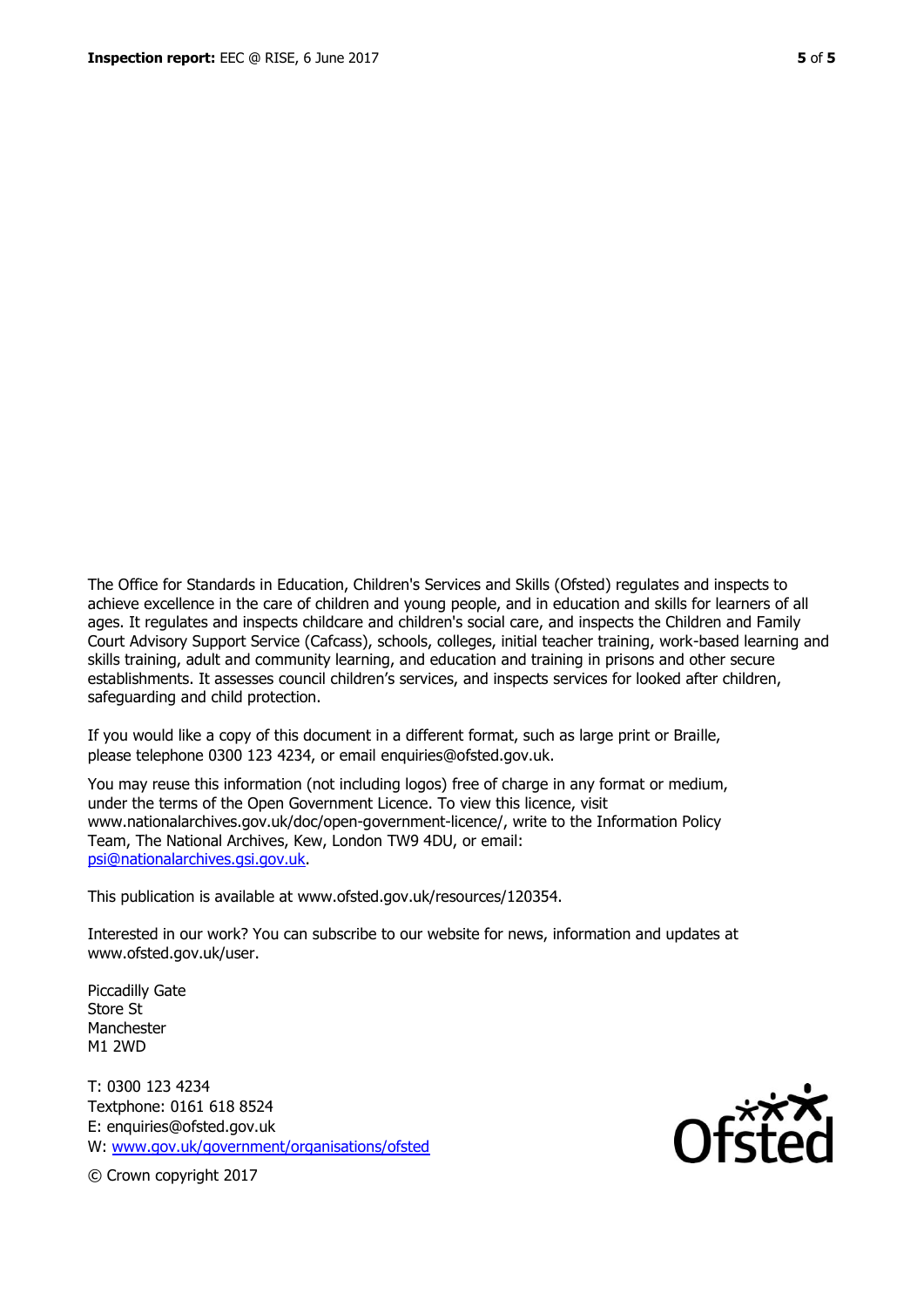The Office for Standards in Education, Children's Services and Skills (Ofsted) regulates and inspects to achieve excellence in the care of children and young people, and in education and skills for learners of all ages. It regulates and inspects childcare and children's social care, and inspects the Children and Family Court Advisory Support Service (Cafcass), schools, colleges, initial teacher training, work-based learning and skills training, adult and community learning, and education and training in prisons and other secure establishments. It assesses council children's services, and inspects services for looked after children, safeguarding and child protection.

If you would like a copy of this document in a different format, such as large print or Braille, please telephone 0300 123 4234, or email enquiries@ofsted.gov.uk.

You may reuse this information (not including logos) free of charge in any format or medium, under the terms of the Open Government Licence. To view this licence, visit www.nationalarchives.gov.uk/doc/open-government-licence/, write to the Information Policy Team, The National Archives, Kew, London TW9 4DU, or email: psi@nationalarchives.gsi.gov.uk.

This publication is available at www.ofsted.gov.uk/resources/120354.

Interested in our work? You can subscribe to our website for news, information and updates at www.ofsted.gov.uk/user.

Piccadilly Gate
Store St
Manchester
M1 2WD

T: 0300 123 4234
Textphone: 0161 618 8524
E: enquiries@ofsted.gov.uk
W: www.gov.uk/government/organisations/ofsted

© Crown copyright 2017